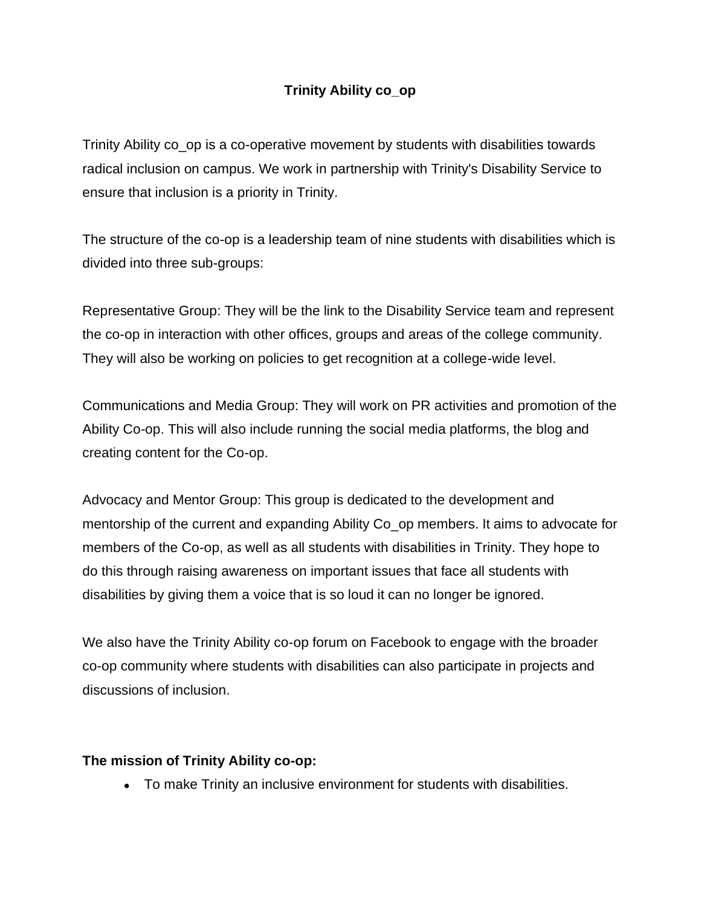# Trinity Ability co_op

Trinity Ability co_op is a co-operative movement by students with disabilities towards radical inclusion on campus. We work in partnership with Trinity's Disability Service to ensure that inclusion is a priority in Trinity.

The structure of the co-op is a leadership team of nine students with disabilities which is divided into three sub-groups:

Representative Group: They will be the link to the Disability Service team and represent the co-op in interaction with other offices, groups and areas of the college community. They will also be working on policies to get recognition at a college-wide level.

Communications and Media Group: They will work on PR activities and promotion of the Ability Co-op. This will also include running the social media platforms, the blog and creating content for the Co-op.

Advocacy and Mentor Group: This group is dedicated to the development and mentorship of the current and expanding Ability Co_op members. It aims to advocate for members of the Co-op, as well as all students with disabilities in Trinity. They hope to do this through raising awareness on important issues that face all students with disabilities by giving them a voice that is so loud it can no longer be ignored.

We also have the Trinity Ability co-op forum on Facebook to engage with the broader co-op community where students with disabilities can also participate in projects and discussions of inclusion.

**The mission of Trinity Ability co-op:**

- To make Trinity an inclusive environment for students with disabilities.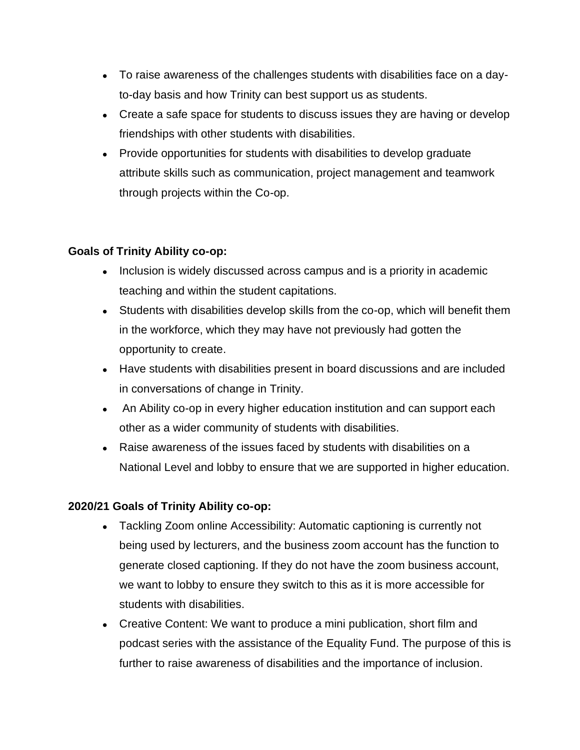- To raise awareness of the challenges students with disabilities face on a day-to-day basis and how Trinity can best support us as students.
- Create a safe space for students to discuss issues they are having or develop friendships with other students with disabilities.
- Provide opportunities for students with disabilities to develop graduate attribute skills such as communication, project management and teamwork through projects within the Co-op.

**Goals of Trinity Ability co-op:**

- Inclusion is widely discussed across campus and is a priority in academic teaching and within the student capitations.
- Students with disabilities develop skills from the co-op, which will benefit them in the workforce, which they may have not previously had gotten the opportunity to create.
- Have students with disabilities present in board discussions and are included in conversations of change in Trinity.
- An Ability co-op in every higher education institution and can support each other as a wider community of students with disabilities.
- Raise awareness of the issues faced by students with disabilities on a National Level and lobby to ensure that we are supported in higher education.

**2020/21 Goals of Trinity Ability co-op:**

- Tackling Zoom online Accessibility: Automatic captioning is currently not being used by lecturers, and the business zoom account has the function to generate closed captioning. If they do not have the zoom business account, we want to lobby to ensure they switch to this as it is more accessible for students with disabilities.
- Creative Content: We want to produce a mini publication, short film and podcast series with the assistance of the Equality Fund. The purpose of this is further to raise awareness of disabilities and the importance of inclusion.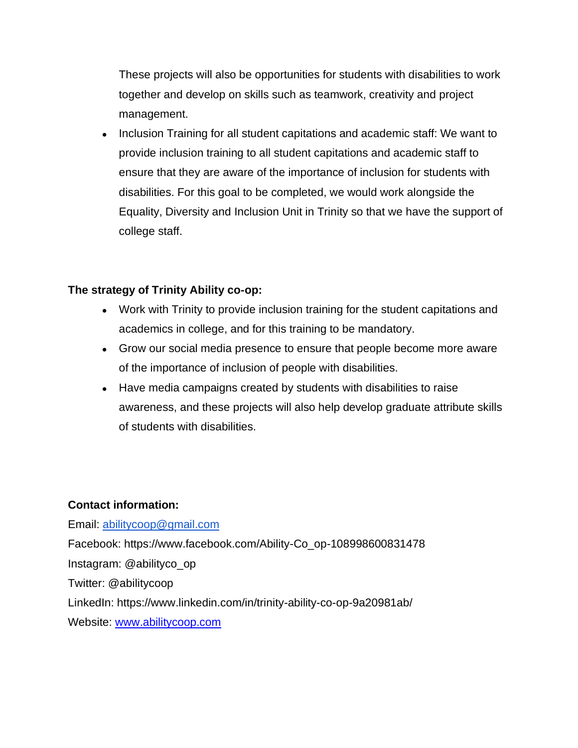These projects will also be opportunities for students with disabilities to work together and develop on skills such as teamwork, creativity and project management.

- Inclusion Training for all student capitations and academic staff: We want to provide inclusion training to all student capitations and academic staff to ensure that they are aware of the importance of inclusion for students with disabilities. For this goal to be completed, we would work alongside the Equality, Diversity and Inclusion Unit in Trinity so that we have the support of college staff.

**The strategy of Trinity Ability co-op:**

- Work with Trinity to provide inclusion training for the student capitations and academics in college, and for this training to be mandatory.
- Grow our social media presence to ensure that people become more aware of the importance of inclusion of people with disabilities.
- Have media campaigns created by students with disabilities to raise awareness, and these projects will also help develop graduate attribute skills of students with disabilities.

**Contact information:**

Email: abilitycoop@gmail.com

Facebook: https://www.facebook.com/Ability-Co_op-108998600831478

Instagram: @abilityco_op

Twitter: @abilitycoop

LinkedIn: https://www.linkedin.com/in/trinity-ability-co-op-9a20981ab/

Website: www.abilitycoop.com